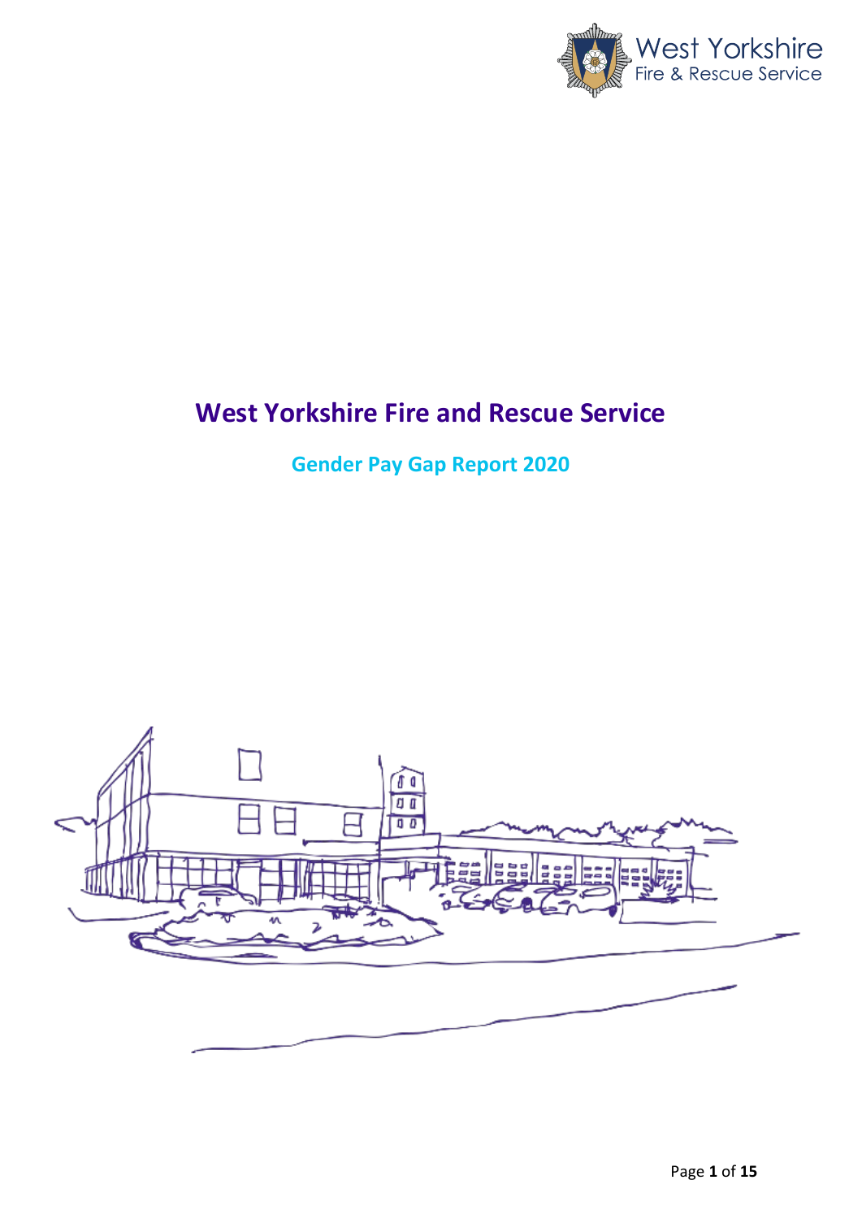# West Yorkshire Fire and Rescue Service

## Gender Pay Gap Report 2020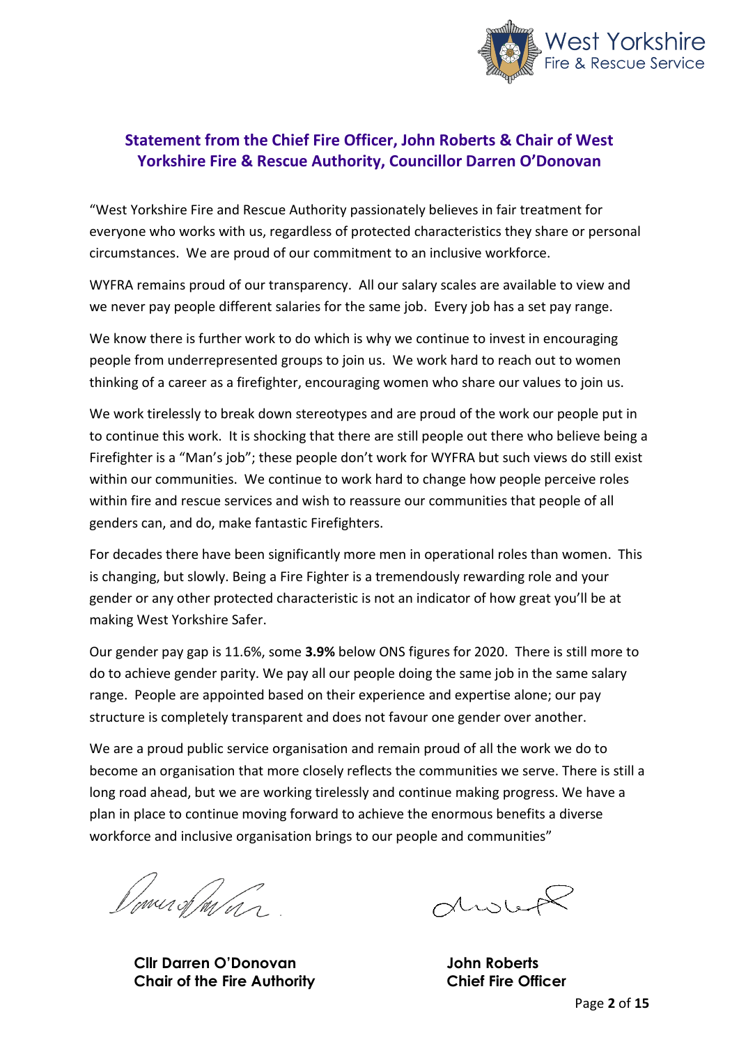## Statement from the Chief Fire Officer, John Roberts & Chair of West Yorkshire Fire & Rescue Authority, Councillor Darren O'Donovan

"West Yorkshire Fire and Rescue Authority passionately believes in fair treatment for everyone who works with us, regardless of protected characteristics they share or personal circumstances. We are proud of our commitment to an inclusive workforce.

WYFRA remains proud of our transparency. All our salary scales are available to view and we never pay people different salaries for the same job. Every job has a set pay range.

We know there is further work to do which is why we continue to invest in encouraging people from underrepresented groups to join us. We work hard to reach out to women thinking of a career as a firefighter, encouraging women who share our values to join us.

We work tirelessly to break down stereotypes and are proud of the work our people put in to continue this work. It is shocking that there are still people out there who believe being a Firefighter is a "Man's job"; these people don't work for WYFRA but such views do still exist within our communities. We continue to work hard to change how people perceive roles within fire and rescue services and wish to reassure our communities that people of all genders can, and do, make fantastic Firefighters.

For decades there have been significantly more men in operational roles than women. This is changing, but slowly. Being a Fire Fighter is a tremendously rewarding role and your gender or any other protected characteristic is not an indicator of how great you'll be at making West Yorkshire Safer.

Our gender pay gap is 11.6%, some **3.9%** below ONS figures for 2020. There is still more to do to achieve gender parity. We pay all our people doing the same job in the same salary range. People are appointed based on their experience and expertise alone; our pay structure is completely transparent and does not favour one gender over another.

We are a proud public service organisation and remain proud of all the work we do to become an organisation that more closely reflects the communities we serve. There is still a long road ahead, but we are working tirelessly and continue making progress. We have a plan in place to continue moving forward to achieve the enormous benefits a diverse workforce and inclusive organisation brings to our people and communities"

**Cllr Darren O'Donovan**
**Chair of the Fire Authority**

**John Roberts**
**Chief Fire Officer**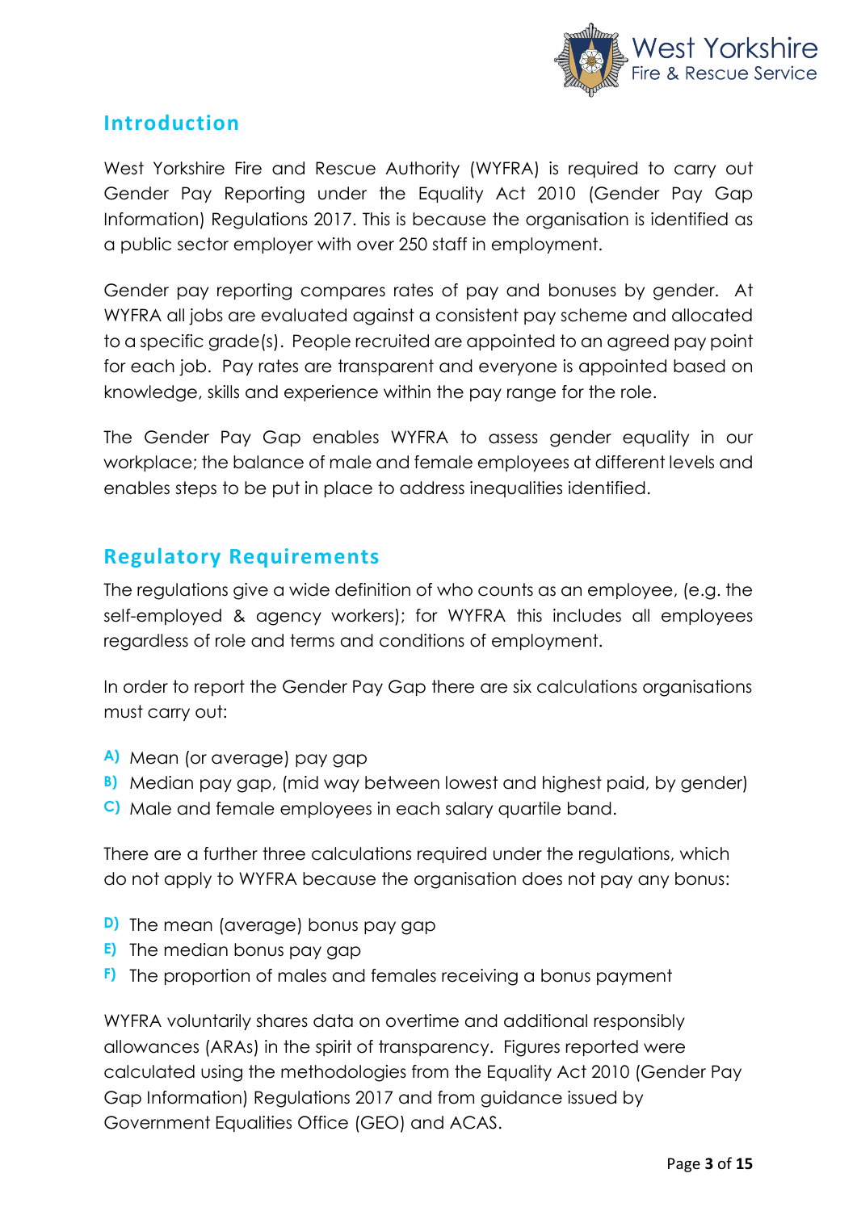## Introduction

West Yorkshire Fire and Rescue Authority (WYFRA) is required to carry out Gender Pay Reporting under the Equality Act 2010 (Gender Pay Gap Information) Regulations 2017. This is because the organisation is identified as a public sector employer with over 250 staff in employment.

Gender pay reporting compares rates of pay and bonuses by gender. At WYFRA all jobs are evaluated against a consistent pay scheme and allocated to a specific grade(s). People recruited are appointed to an agreed pay point for each job. Pay rates are transparent and everyone is appointed based on knowledge, skills and experience within the pay range for the role.

The Gender Pay Gap enables WYFRA to assess gender equality in our workplace; the balance of male and female employees at different levels and enables steps to be put in place to address inequalities identified.

## Regulatory Requirements

The regulations give a wide definition of who counts as an employee, (e.g. the self-employed & agency workers); for WYFRA this includes all employees regardless of role and terms and conditions of employment.

In order to report the Gender Pay Gap there are six calculations organisations must carry out:

- **A)** Mean (or average) pay gap
- **B)** Median pay gap, (mid way between lowest and highest paid, by gender)
- **C)** Male and female employees in each salary quartile band.

There are a further three calculations required under the regulations, which do not apply to WYFRA because the organisation does not pay any bonus:

- **D)** The mean (average) bonus pay gap
- **E)** The median bonus pay gap
- **F)** The proportion of males and females receiving a bonus payment

WYFRA voluntarily shares data on overtime and additional responsibly allowances (ARAs) in the spirit of transparency. Figures reported were calculated using the methodologies from the Equality Act 2010 (Gender Pay Gap Information) Regulations 2017 and from guidance issued by Government Equalities Office (GEO) and ACAS.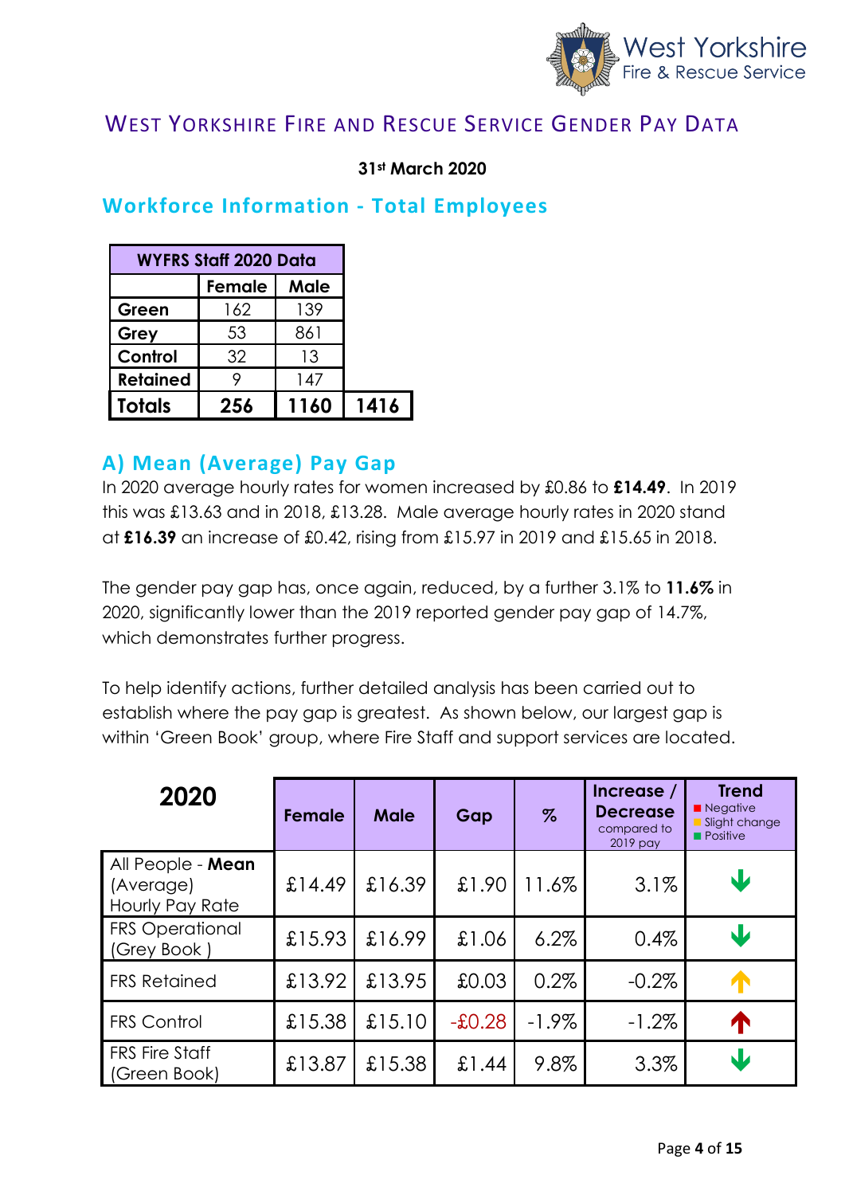# West Yorkshire Fire and Rescue Service Gender Pay Data

**31st March 2020**

## Workforce Information - Total Employees

| WYFRS Staff 2020 Data | | | |
|---|---|---|---|
| | Female | Male | |
| **Green** | 162 | 139 | |
| **Grey** | 53 | 861 | |
| **Control** | 32 | 13 | |
| **Retained** | 9 | 147 | |
| **Totals** | **256** | **1160** | **1416** |

## A) Mean (Average) Pay Gap

In 2020 average hourly rates for women increased by £0.86 to **£14.49**. In 2019 this was £13.63 and in 2018, £13.28. Male average hourly rates in 2020 stand at **£16.39** an increase of £0.42, rising from £15.97 in 2019 and £15.65 in 2018.

The gender pay gap has, once again, reduced, by a further 3.1% to **11.6%** in 2020, significantly lower than the 2019 reported gender pay gap of 14.7%, which demonstrates further progress.

To help identify actions, further detailed analysis has been carried out to establish where the pay gap is greatest. As shown below, our largest gap is within 'Green Book' group, where Fire Staff and support services are located.

| 2020 | Female | Male | Gap | % | Increase / Decrease compared to 2019 pay | Trend (Negative / Slight change / Positive) |
|---|---|---|---|---|---|---|
| All People - **Mean** (Average) Hourly Pay Rate | £14.49 | £16.39 | £1.90 | 11.6% | 3.1% | ↓ (Positive) |
| FRS Operational (Grey Book ) | £15.93 | £16.99 | £1.06 | 6.2% | 0.4% | ↓ (Positive) |
| FRS Retained | £13.92 | £13.95 | £0.03 | 0.2% | -0.2% | ↑ (Slight change) |
| FRS Control | £15.38 | £15.10 | -£0.28 | -1.9% | -1.2% | ↑ (Negative) |
| FRS Fire Staff (Green Book) | £13.87 | £15.38 | £1.44 | 9.8% | 3.3% | ↓ (Positive) |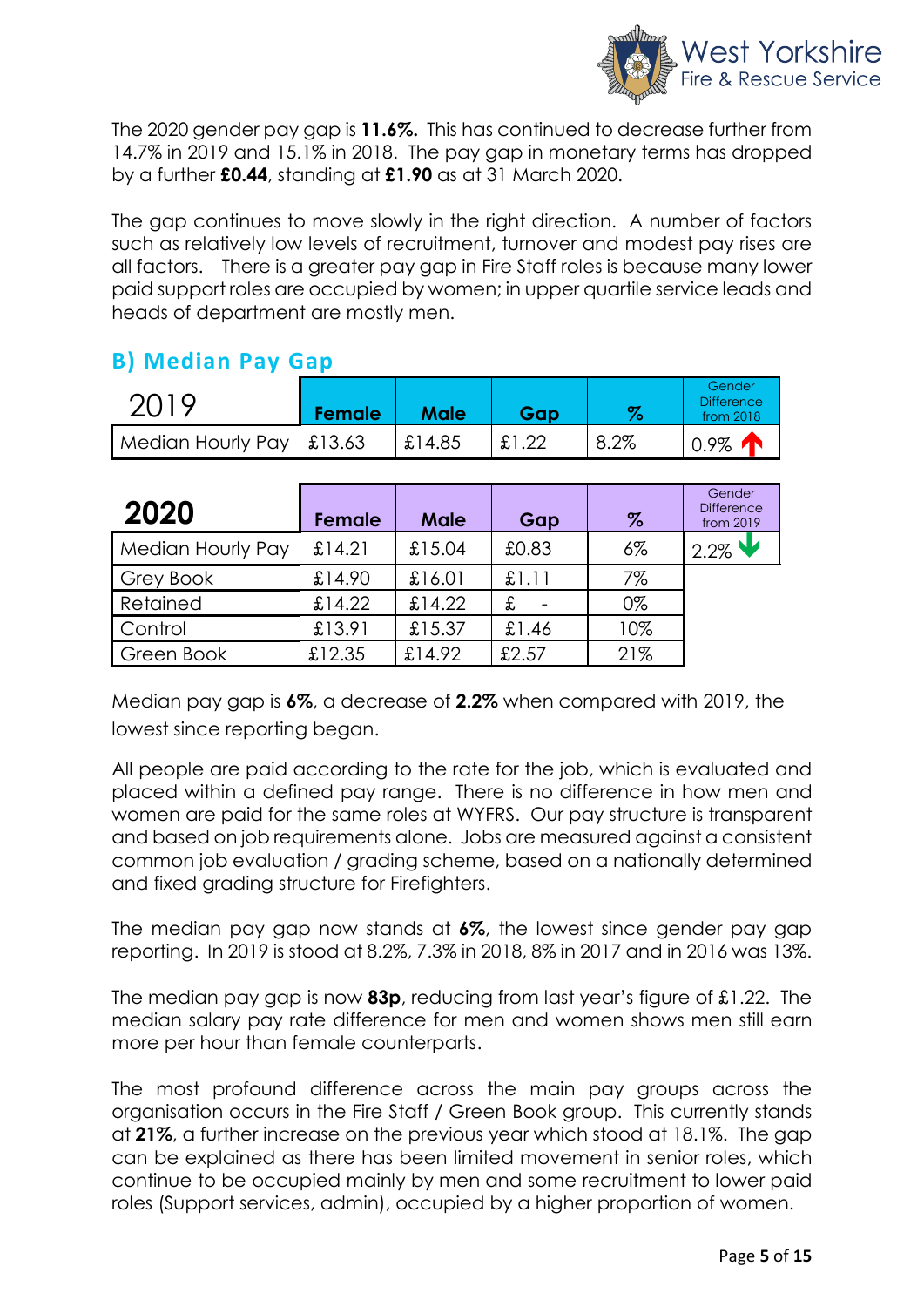The 2020 gender pay gap is **11.6%.** This has continued to decrease further from 14.7% in 2019 and 15.1% in 2018. The pay gap in monetary terms has dropped by a further **£0.44**, standing at **£1.90** as at 31 March 2020.

The gap continues to move slowly in the right direction. A number of factors such as relatively low levels of recruitment, turnover and modest pay rises are all factors. There is a greater pay gap in Fire Staff roles is because many lower paid support roles are occupied by women; in upper quartile service leads and heads of department are mostly men.

## B) Median Pay Gap

| 2019 | Female | Male | Gap | % | Gender Difference from 2018 |
|---|---|---|---|---|---|
| Median Hourly Pay | £13.63 | £14.85 | £1.22 | 8.2% | 0.9% ↑ |

| 2020 | Female | Male | Gap | % | Gender Difference from 2019 |
|---|---|---|---|---|---|
| Median Hourly Pay | £14.21 | £15.04 | £0.83 | 6% | 2.2% ↓ |
| Grey Book | £14.90 | £16.01 | £1.11 | 7% | |
| Retained | £14.22 | £14.22 | £ - | 0% | |
| Control | £13.91 | £15.37 | £1.46 | 10% | |
| Green Book | £12.35 | £14.92 | £2.57 | 21% | |

Median pay gap is **6%**, a decrease of **2.2%** when compared with 2019, the lowest since reporting began.

All people are paid according to the rate for the job, which is evaluated and placed within a defined pay range. There is no difference in how men and women are paid for the same roles at WYFRS. Our pay structure is transparent and based on job requirements alone. Jobs are measured against a consistent common job evaluation / grading scheme, based on a nationally determined and fixed grading structure for Firefighters.

The median pay gap now stands at **6%**, the lowest since gender pay gap reporting. In 2019 is stood at 8.2%, 7.3% in 2018, 8% in 2017 and in 2016 was 13%.

The median pay gap is now **83p**, reducing from last year's figure of £1.22. The median salary pay rate difference for men and women shows men still earn more per hour than female counterparts.

The most profound difference across the main pay groups across the organisation occurs in the Fire Staff / Green Book group. This currently stands at **21%**, a further increase on the previous year which stood at 18.1%. The gap can be explained as there has been limited movement in senior roles, which continue to be occupied mainly by men and some recruitment to lower paid roles (Support services, admin), occupied by a higher proportion of women.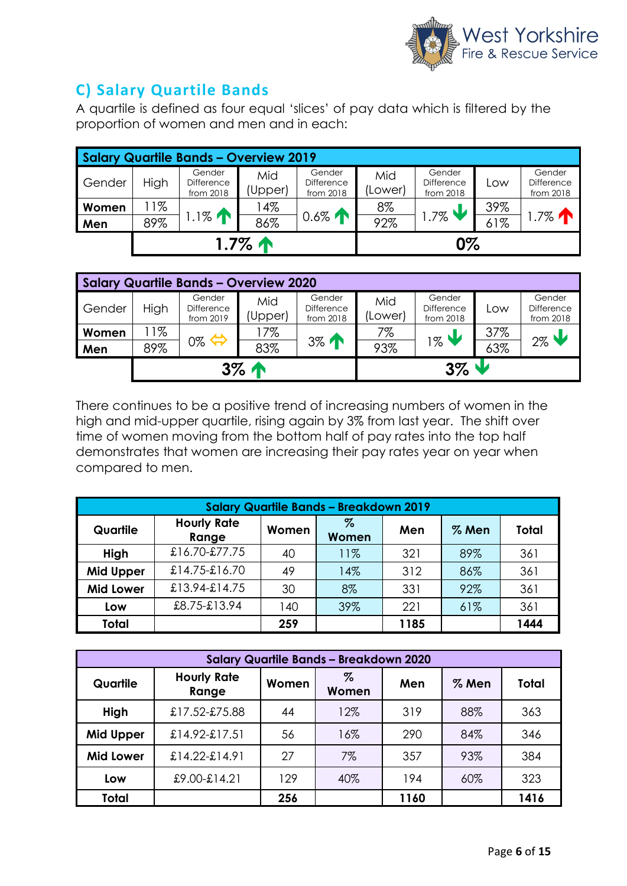## C) Salary Quartile Bands

A quartile is defined as four equal 'slices' of pay data which is filtered by the proportion of women and men and in each:

| Salary Quartile Bands – Overview 2019 | | | | | | | | |
|---|---|---|---|---|---|---|---|---|
| Gender | High | Gender Difference from 2018 | Mid (Upper) | Gender Difference from 2018 | Mid (Lower) | Gender Difference from 2018 | Low | Gender Difference from 2018 |
| **Women** | 11% | 1.1% ↑ | 14% | 0.6% ↑ | 8% | 1.7% ↓ | 39% | 1.7% ↑ |
| **Men** | 89% | | 86% | | 92% | | 61% | |
| | 1.7% ↑ | | | | 0% | | | |

| Salary Quartile Bands – Overview 2020 | | | | | | | | |
|---|---|---|---|---|---|---|---|---|
| Gender | High | Gender Difference from 2019 | Mid (Upper) | Gender Difference from 2018 | Mid (Lower) | Gender Difference from 2018 | Low | Gender Difference from 2018 |
| **Women** | 11% | 0% ⇔ | 17% | 3% ↑ | 7% | 1% ↓ | 37% | 2% ↓ |
| **Men** | 89% | | 83% | | 93% | | 63% | |
| | 3% ↑ | | | | 3% ↓ | | | |

There continues to be a positive trend of increasing numbers of women in the high and mid-upper quartile, rising again by 3% from last year. The shift over time of women moving from the bottom half of pay rates into the top half demonstrates that women are increasing their pay rates year on year when compared to men.

| Salary Quartile Bands – Breakdown 2019 | | | | | | |
|---|---|---|---|---|---|---|
| **Quartile** | **Hourly Rate Range** | **Women** | **% Women** | **Men** | **% Men** | **Total** |
| **High** | £16.70-£77.75 | 40 | 11% | 321 | 89% | 361 |
| **Mid Upper** | £14.75-£16.70 | 49 | 14% | 312 | 86% | 361 |
| **Mid Lower** | £13.94-£14.75 | 30 | 8% | 331 | 92% | 361 |
| **Low** | £8.75-£13.94 | 140 | 39% | 221 | 61% | 361 |
| **Total** | | **259** | | **1185** | | **1444** |

| Salary Quartile Bands – Breakdown 2020 | | | | | | |
|---|---|---|---|---|---|---|
| **Quartile** | **Hourly Rate Range** | **Women** | **% Women** | **Men** | **% Men** | **Total** |
| **High** | £17.52-£75.88 | 44 | 12% | 319 | 88% | 363 |
| **Mid Upper** | £14.92-£17.51 | 56 | 16% | 290 | 84% | 346 |
| **Mid Lower** | £14.22-£14.91 | 27 | 7% | 357 | 93% | 384 |
| **Low** | £9.00-£14.21 | 129 | 40% | 194 | 60% | 323 |
| **Total** | | **256** | | **1160** | | **1416** |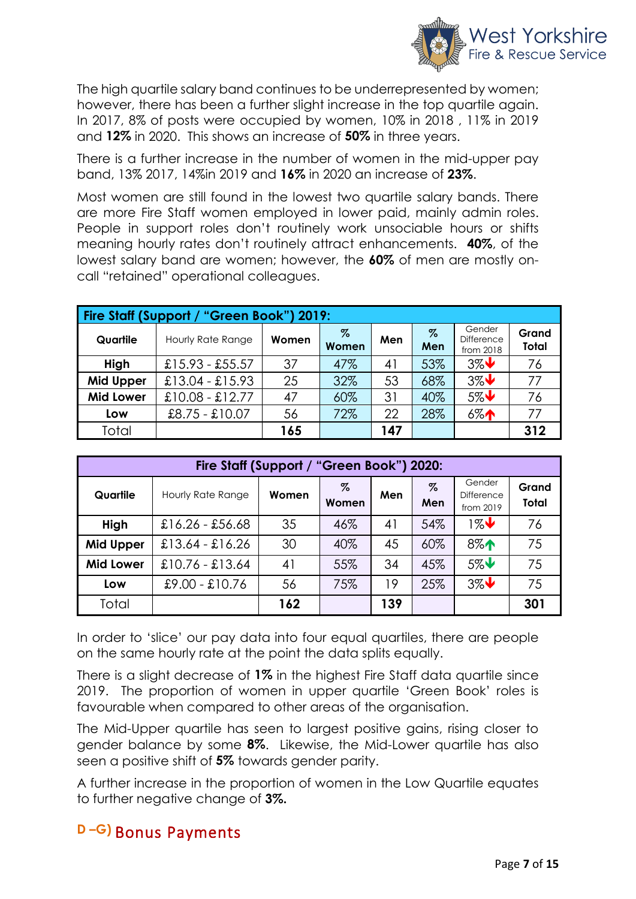The high quartile salary band continues to be underrepresented by women; however, there has been a further slight increase in the top quartile again. In 2017, 8% of posts were occupied by women, 10% in 2018 , 11% in 2019 and **12%** in 2020. This shows an increase of **50%** in three years.

There is a further increase in the number of women in the mid-upper pay band, 13% 2017, 14%in 2019 and **16%** in 2020 an increase of **23%**.

Most women are still found in the lowest two quartile salary bands. There are more Fire Staff women employed in lower paid, mainly admin roles. People in support roles don't routinely work unsociable hours or shifts meaning hourly rates don't routinely attract enhancements. **40%**, of the lowest salary band are women; however, the **60%** of men are mostly on-call "retained" operational colleagues.

| **Fire Staff (Support / "Green Book") 2019:** | | | | | | | |
|---|---|---|---|---|---|---|---|
| **Quartile** | Hourly Rate Range | **Women** | **% Women** | **Men** | **% Men** | Gender Difference from 2018 | **Grand Total** |
| **High** | £15.93 - £55.57 | 37 | 47% | 41 | 53% | 3%↓ | 76 |
| **Mid Upper** | £13.04 - £15.93 | 25 | 32% | 53 | 68% | 3%↓ | 77 |
| **Mid Lower** | £10.08 - £12.77 | 47 | 60% | 31 | 40% | 5%↓ | 76 |
| **Low** | £8.75 - £10.07 | 56 | 72% | 22 | 28% | 6%↑ | 77 |
| Total | | **165** | | **147** | | | **312** |

| **Fire Staff (Support / "Green Book") 2020:** | | | | | | | |
|---|---|---|---|---|---|---|---|
| **Quartile** | Hourly Rate Range | **Women** | **% Women** | **Men** | **% Men** | Gender Difference from 2019 | **Grand Total** |
| **High** | £16.26 - £56.68 | 35 | 46% | 41 | 54% | 1%↓ | 76 |
| **Mid Upper** | £13.64 - £16.26 | 30 | 40% | 45 | 60% | 8%↑ | 75 |
| **Mid Lower** | £10.76 - £13.64 | 41 | 55% | 34 | 45% | 5%↓ | 75 |
| **Low** | £9.00 - £10.76 | 56 | 75% | 19 | 25% | 3%↓ | 75 |
| Total | | **162** | | **139** | | | **301** |

In order to 'slice' our pay data into four equal quartiles, there are people on the same hourly rate at the point the data splits equally.

There is a slight decrease of **1%** in the highest Fire Staff data quartile since 2019. The proportion of women in upper quartile 'Green Book' roles is favourable when compared to other areas of the organisation.

The Mid-Upper quartile has seen to largest positive gains, rising closer to gender balance by some **8%**. Likewise, the Mid-Lower quartile has also seen a positive shift of **5%** towards gender parity.

A further increase in the proportion of women in the Low Quartile equates to further negative change of **3%.**

## D –G) Bonus Payments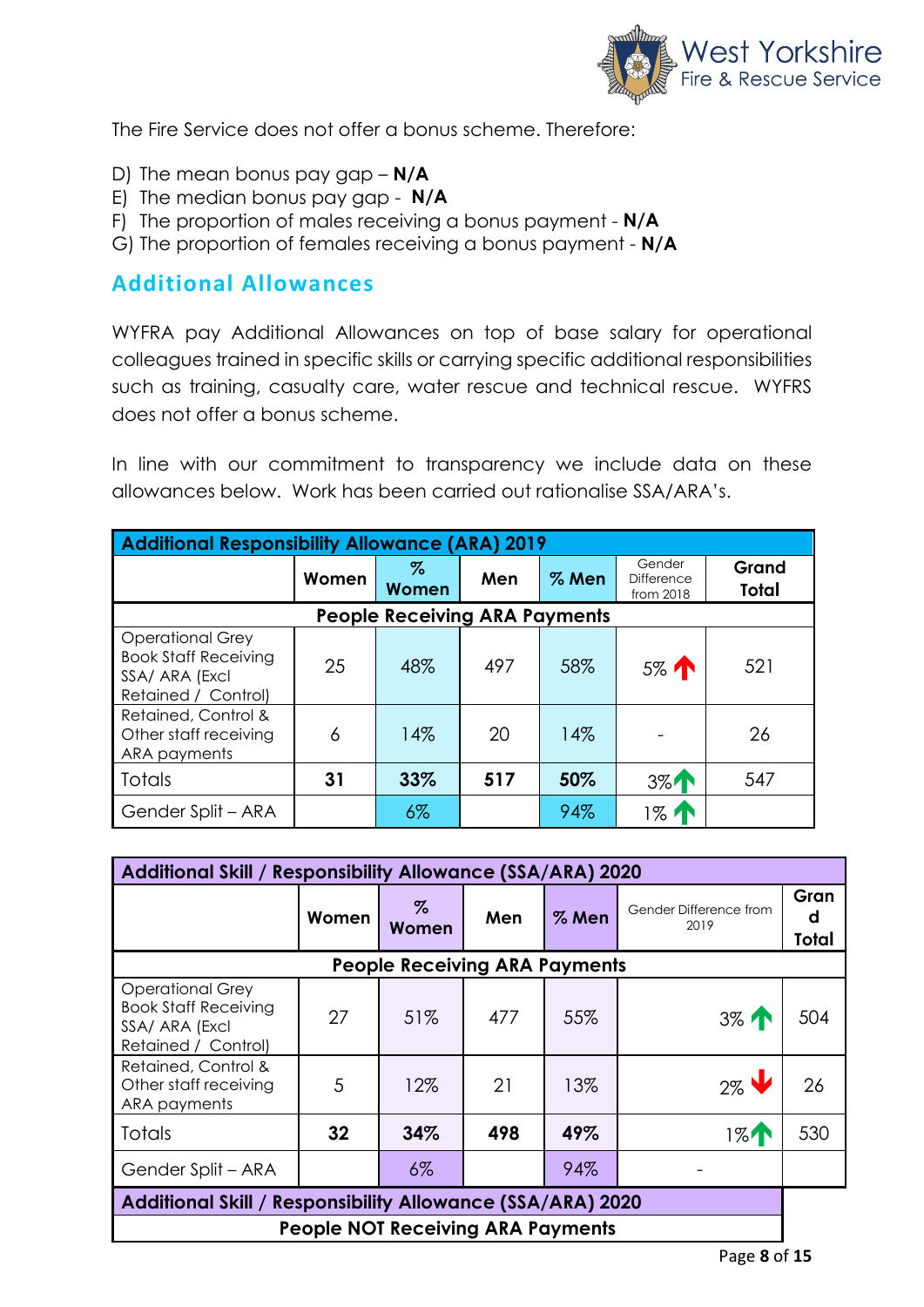The Fire Service does not offer a bonus scheme. Therefore:

D) The mean bonus pay gap – **N/A**
E) The median bonus pay gap - **N/A**
F) The proportion of males receiving a bonus payment - **N/A**
G) The proportion of females receiving a bonus payment - **N/A**

## Additional Allowances

WYFRA pay Additional Allowances on top of base salary for operational colleagues trained in specific skills or carrying specific additional responsibilities such as training, casualty care, water rescue and technical rescue. WYFRS does not offer a bonus scheme.

In line with our commitment to transparency we include data on these allowances below. Work has been carried out rationalise SSA/ARA's.

| **Additional Responsibility Allowance (ARA) 2019** | | | | | | |
|---|---|---|---|---|---|---|
| | **Women** | **% Women** | **Men** | **% Men** | Gender Difference from 2018 | **Grand Total** |
| **People Receiving ARA Payments** | | | | | | |
| Operational Grey Book Staff Receiving SSA/ ARA (Excl Retained / Control) | 25 | 48% | 497 | 58% | 5% ↑ | 521 |
| Retained, Control & Other staff receiving ARA payments | 6 | 14% | 20 | 14% | - | 26 |
| Totals | **31** | **33%** | **517** | **50%** | 3% ↑ | 547 |
| Gender Split – ARA | | 6% | | 94% | 1% ↑ | |

| **Additional Skill / Responsibility Allowance (SSA/ARA) 2020** | | | | | | |
|---|---|---|---|---|---|---|
| | **Women** | **% Women** | **Men** | **% Men** | Gender Difference from 2019 | **Grand Total** |
| **People Receiving ARA Payments** | | | | | | |
| Operational Grey Book Staff Receiving SSA/ ARA (Excl Retained / Control) | 27 | 51% | 477 | 55% | 3% ↑ | 504 |
| Retained, Control & Other staff receiving ARA payments | 5 | 12% | 21 | 13% | 2% ↓ | 26 |
| Totals | **32** | **34%** | **498** | **49%** | 1% ↑ | 530 |
| Gender Split – ARA | | 6% | | 94% | - | |

| **Additional Skill / Responsibility Allowance (SSA/ARA) 2020** |
|---|
| **People NOT Receiving ARA Payments** |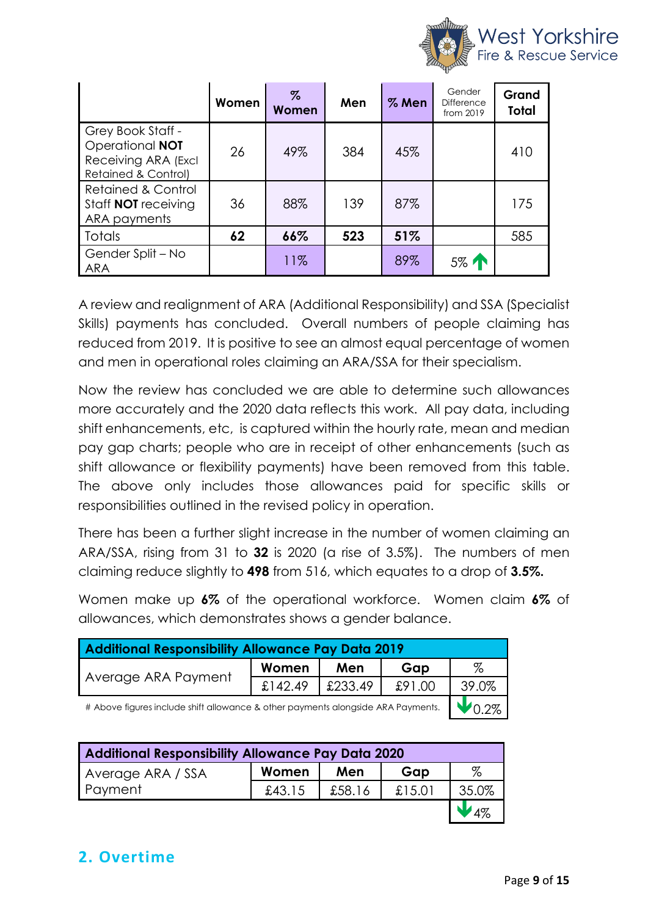| | Women | % Women | Men | % Men | Gender Difference from 2019 | Grand Total |
|---|---|---|---|---|---|---|
| Grey Book Staff - Operational **NOT** Receiving ARA (Excl Retained & Control) | 26 | 49% | 384 | 45% | | 410 |
| Retained & Control Staff **NOT** receiving ARA payments | 36 | 88% | 139 | 87% | | 175 |
| Totals | **62** | **66%** | **523** | **51%** | | 585 |
| Gender Split – No ARA | | 11% | | 89% | 5% ↑ | |

A review and realignment of ARA (Additional Responsibility) and SSA (Specialist Skills) payments has concluded. Overall numbers of people claiming has reduced from 2019. It is positive to see an almost equal percentage of women and men in operational roles claiming an ARA/SSA for their specialism.

Now the review has concluded we are able to determine such allowances more accurately and the 2020 data reflects this work. All pay data, including shift enhancements, etc, is captured within the hourly rate, mean and median pay gap charts; people who are in receipt of other enhancements (such as shift allowance or flexibility payments) have been removed from this table. The above only includes those allowances paid for specific skills or responsibilities outlined in the revised policy in operation.

There has been a further slight increase in the number of women claiming an ARA/SSA, rising from 31 to **32** is 2020 (a rise of 3.5%). The numbers of men claiming reduce slightly to **498** from 516, which equates to a drop of **3.5%.**

Women make up **6%** of the operational workforce. Women claim **6%** of allowances, which demonstrates shows a gender balance.

| **Additional Responsibility Allowance Pay Data 2019** | | | | |
|---|---|---|---|---|
| Average ARA Payment | Women | Men | Gap | % |
| | £142.49 | £233.49 | £91.00 | 39.0% |
| # Above figures include shift allowance & other payments alongside ARA Payments. | | | | ↓0.2% |

| **Additional Responsibility Allowance Pay Data 2020** | | | | |
|---|---|---|---|---|
| Average ARA / SSA Payment | Women | Men | Gap | % |
| | £43.15 | £58.16 | £15.01 | 35.0% |
| | | | | ↓4% |

## 2. Overtime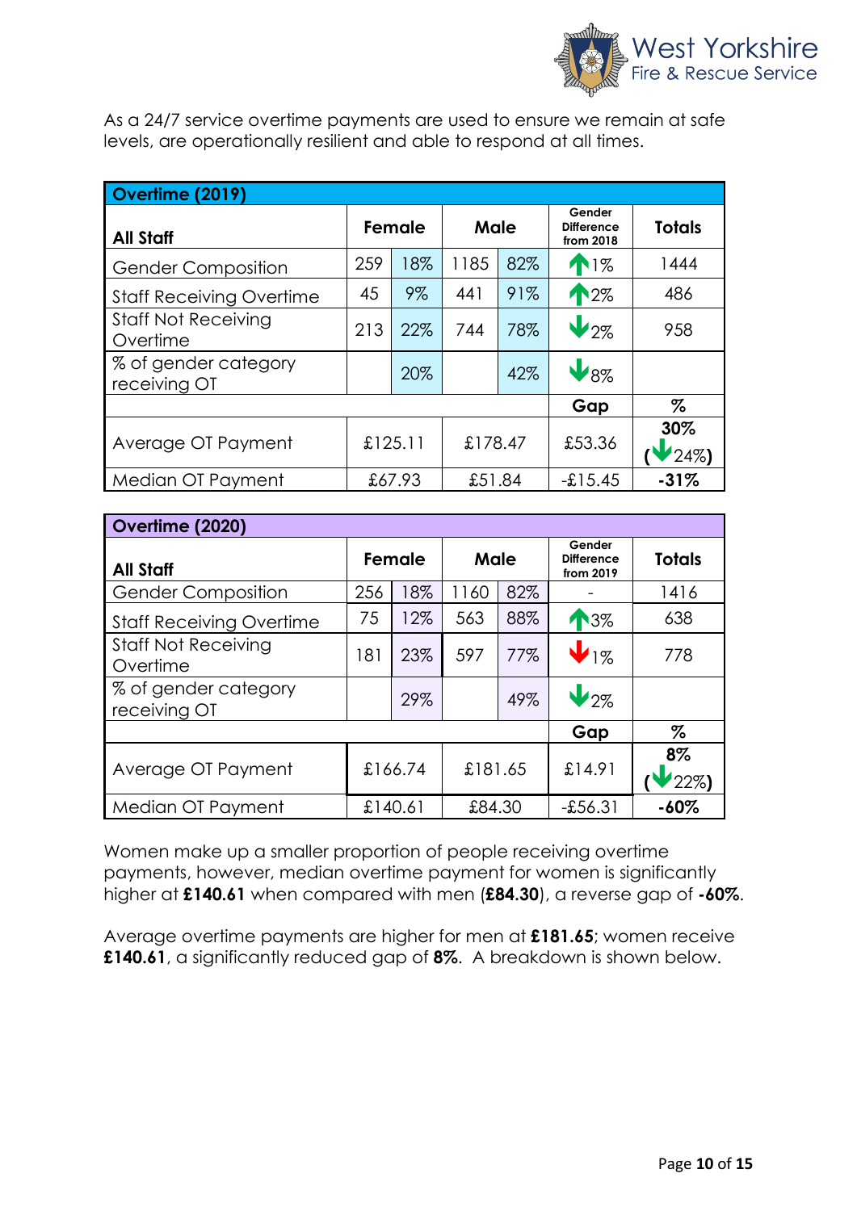As a 24/7 service overtime payments are used to ensure we remain at safe levels, are operationally resilient and able to respond at all times.

| **Overtime (2019)** | | | | | | |
|---|---|---|---|---|---|---|
| **All Staff** | **Female** | | **Male** | | **Gender Difference from 2018** | **Totals** |
| Gender Composition | 259 | 18% | 1185 | 82% | ↑1% | 1444 |
| Staff Receiving Overtime | 45 | 9% | 441 | 91% | ↑2% | 486 |
| Staff Not Receiving Overtime | 213 | 22% | 744 | 78% | ↓2% | 958 |
| % of gender category receiving OT | | 20% | | 42% | ↓8% | |
| | | | | | **Gap** | **%** |
| Average OT Payment | £125.11 | | £178.47 | | £53.36 | **30%** (↓24%) |
| Median OT Payment | £67.93 | | £51.84 | | -£15.45 | **-31%** |

| **Overtime (2020)** | | | | | | |
|---|---|---|---|---|---|---|
| **All Staff** | **Female** | | **Male** | | **Gender Difference from 2019** | **Totals** |
| Gender Composition | 256 | 18% | 1160 | 82% | - | 1416 |
| Staff Receiving Overtime | 75 | 12% | 563 | 88% | ↑3% | 638 |
| Staff Not Receiving Overtime | 181 | 23% | 597 | 77% | ↓1% | 778 |
| % of gender category receiving OT | | 29% | | 49% | ↓2% | |
| | | | | | **Gap** | **%** |
| Average OT Payment | £166.74 | | £181.65 | | £14.91 | **8%** (↓22%) |
| Median OT Payment | £140.61 | | £84.30 | | -£56.31 | **-60%** |

Women make up a smaller proportion of people receiving overtime payments, however, median overtime payment for women is significantly higher at **£140.61** when compared with men (**£84.30**), a reverse gap of **-60%**.

Average overtime payments are higher for men at **£181.65**; women receive **£140.61**, a significantly reduced gap of **8%**. A breakdown is shown below.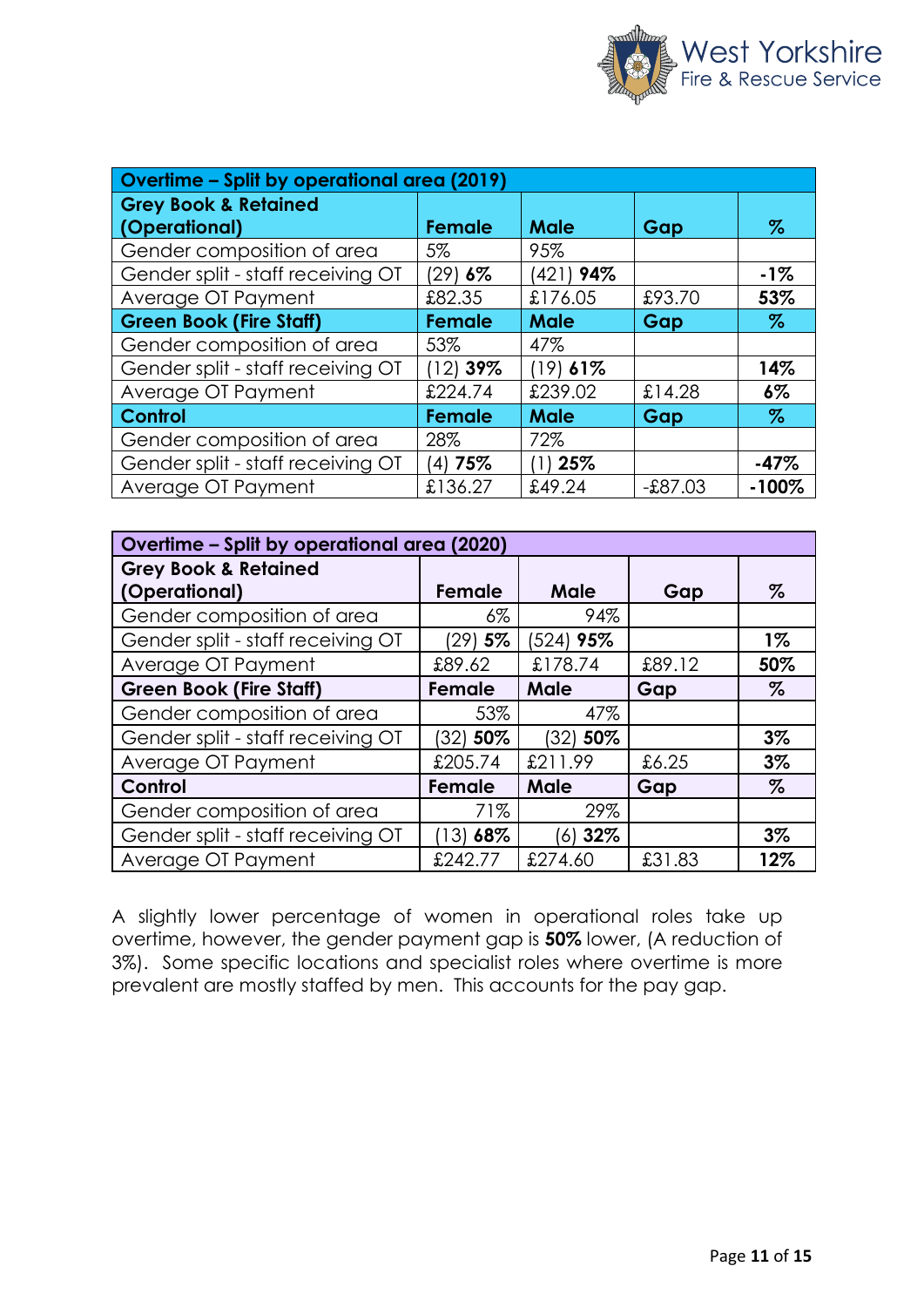| Overtime – Split by operational area (2019) | | | | |
|---|---|---|---|---|
| **Grey Book & Retained (Operational)** | **Female** | **Male** | **Gap** | **%** |
| Gender composition of area | 5% | 95% | | |
| Gender split - staff receiving OT | (29) **6%** | (421) **94%** | | **-1%** |
| Average OT Payment | £82.35 | £176.05 | £93.70 | **53%** |
| **Green Book (Fire Staff)** | **Female** | **Male** | **Gap** | **%** |
| Gender composition of area | 53% | 47% | | |
| Gender split - staff receiving OT | (12) **39%** | (19) **61%** | | **14%** |
| Average OT Payment | £224.74 | £239.02 | £14.28 | **6%** |
| **Control** | **Female** | **Male** | **Gap** | **%** |
| Gender composition of area | 28% | 72% | | |
| Gender split - staff receiving OT | (4) **75%** | (1) **25%** | | **-47%** |
| Average OT Payment | £136.27 | £49.24 | -£87.03 | **-100%** |

| Overtime – Split by operational area (2020) | | | | |
|---|---|---|---|---|
| **Grey Book & Retained (Operational)** | **Female** | **Male** | **Gap** | **%** |
| Gender composition of area | 6% | 94% | | |
| Gender split - staff receiving OT | (29) **5%** | (524) **95%** | | **1%** |
| Average OT Payment | £89.62 | £178.74 | £89.12 | **50%** |
| **Green Book (Fire Staff)** | **Female** | **Male** | **Gap** | **%** |
| Gender composition of area | 53% | 47% | | |
| Gender split - staff receiving OT | (32) **50%** | (32) **50%** | | **3%** |
| Average OT Payment | £205.74 | £211.99 | £6.25 | **3%** |
| **Control** | **Female** | **Male** | **Gap** | **%** |
| Gender composition of area | 71% | 29% | | |
| Gender split - staff receiving OT | (13) **68%** | (6) **32%** | | **3%** |
| Average OT Payment | £242.77 | £274.60 | £31.83 | **12%** |

A slightly lower percentage of women in operational roles take up overtime, however, the gender payment gap is **50%** lower, (A reduction of 3%). Some specific locations and specialist roles where overtime is more prevalent are mostly staffed by men. This accounts for the pay gap.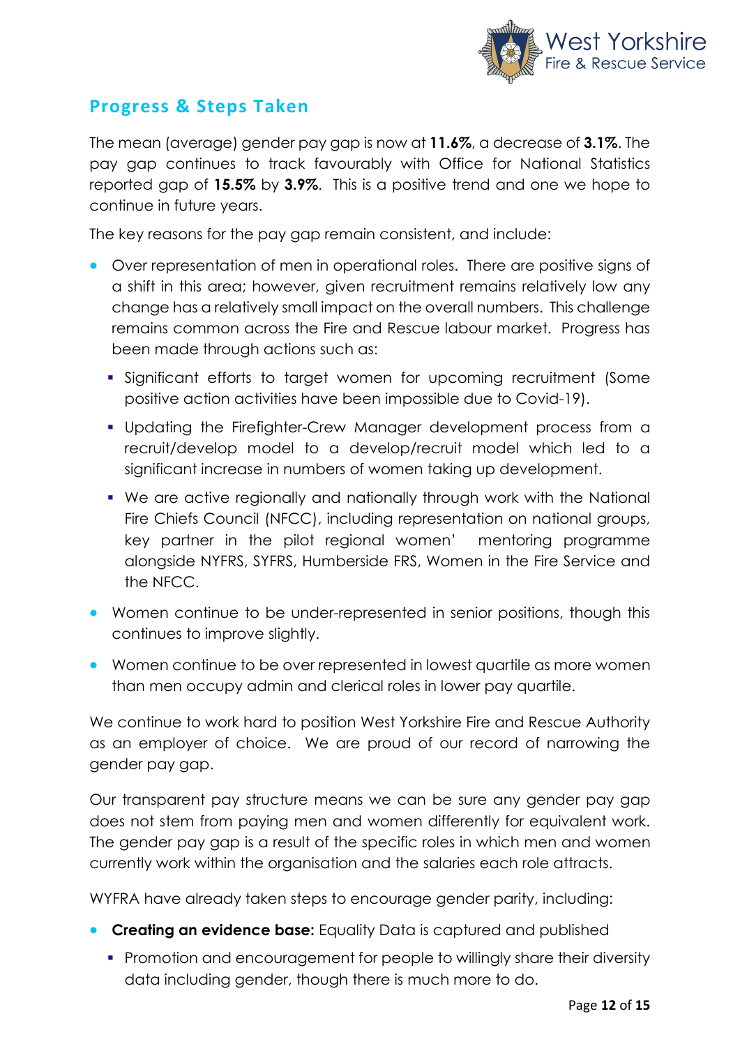## Progress & Steps Taken

The mean (average) gender pay gap is now at **11.6%**, a decrease of **3.1%**. The pay gap continues to track favourably with Office for National Statistics reported gap of **15.5%** by **3.9%**. This is a positive trend and one we hope to continue in future years.

The key reasons for the pay gap remain consistent, and include:

- Over representation of men in operational roles. There are positive signs of a shift in this area; however, given recruitment remains relatively low any change has a relatively small impact on the overall numbers. This challenge remains common across the Fire and Rescue labour market. Progress has been made through actions such as:
  - Significant efforts to target women for upcoming recruitment (Some positive action activities have been impossible due to Covid-19).
  - Updating the Firefighter-Crew Manager development process from a recruit/develop model to a develop/recruit model which led to a significant increase in numbers of women taking up development.
  - We are active regionally and nationally through work with the National Fire Chiefs Council (NFCC), including representation on national groups, key partner in the pilot regional women' mentoring programme alongside NYFRS, SYFRS, Humberside FRS, Women in the Fire Service and the NFCC.
- Women continue to be under-represented in senior positions, though this continues to improve slightly.
- Women continue to be over represented in lowest quartile as more women than men occupy admin and clerical roles in lower pay quartile.

We continue to work hard to position West Yorkshire Fire and Rescue Authority as an employer of choice. We are proud of our record of narrowing the gender pay gap.

Our transparent pay structure means we can be sure any gender pay gap does not stem from paying men and women differently for equivalent work. The gender pay gap is a result of the specific roles in which men and women currently work within the organisation and the salaries each role attracts.

WYFRA have already taken steps to encourage gender parity, including:

- **Creating an evidence base:** Equality Data is captured and published
  - Promotion and encouragement for people to willingly share their diversity data including gender, though there is much more to do.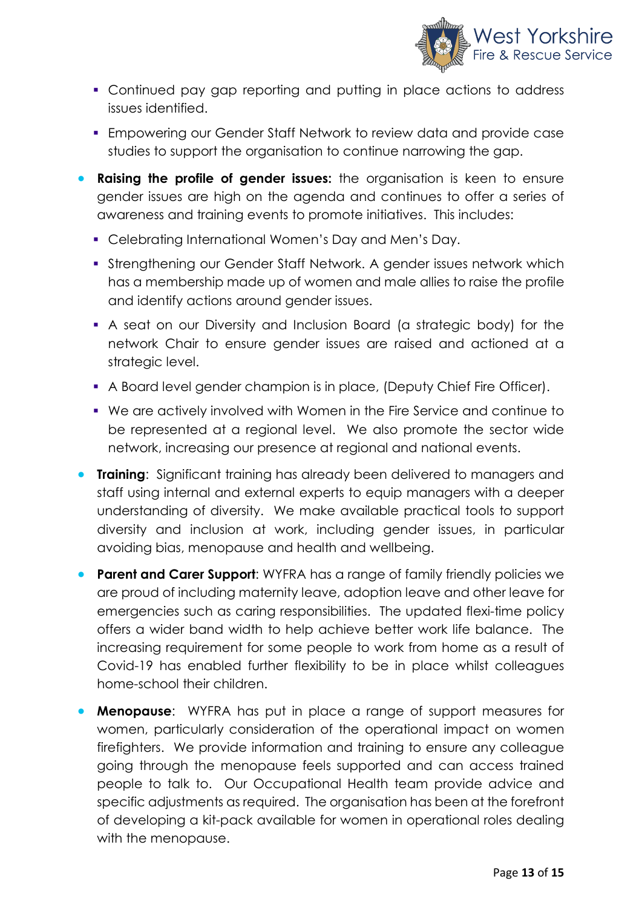- Continued pay gap reporting and putting in place actions to address issues identified.
  - Empowering our Gender Staff Network to review data and provide case studies to support the organisation to continue narrowing the gap.

- **Raising the profile of gender issues:** the organisation is keen to ensure gender issues are high on the agenda and continues to offer a series of awareness and training events to promote initiatives. This includes:
  - Celebrating International Women's Day and Men's Day.
  - Strengthening our Gender Staff Network. A gender issues network which has a membership made up of women and male allies to raise the profile and identify actions around gender issues.
  - A seat on our Diversity and Inclusion Board (a strategic body) for the network Chair to ensure gender issues are raised and actioned at a strategic level.
  - A Board level gender champion is in place, (Deputy Chief Fire Officer).
  - We are actively involved with Women in the Fire Service and continue to be represented at a regional level. We also promote the sector wide network, increasing our presence at regional and national events.

- **Training**: Significant training has already been delivered to managers and staff using internal and external experts to equip managers with a deeper understanding of diversity. We make available practical tools to support diversity and inclusion at work, including gender issues, in particular avoiding bias, menopause and health and wellbeing.

- **Parent and Carer Support**: WYFRA has a range of family friendly policies we are proud of including maternity leave, adoption leave and other leave for emergencies such as caring responsibilities. The updated flexi-time policy offers a wider band width to help achieve better work life balance. The increasing requirement for some people to work from home as a result of Covid-19 has enabled further flexibility to be in place whilst colleagues home-school their children.

- **Menopause**: WYFRA has put in place a range of support measures for women, particularly consideration of the operational impact on women firefighters. We provide information and training to ensure any colleague going through the menopause feels supported and can access trained people to talk to. Our Occupational Health team provide advice and specific adjustments as required. The organisation has been at the forefront of developing a kit-pack available for women in operational roles dealing with the menopause.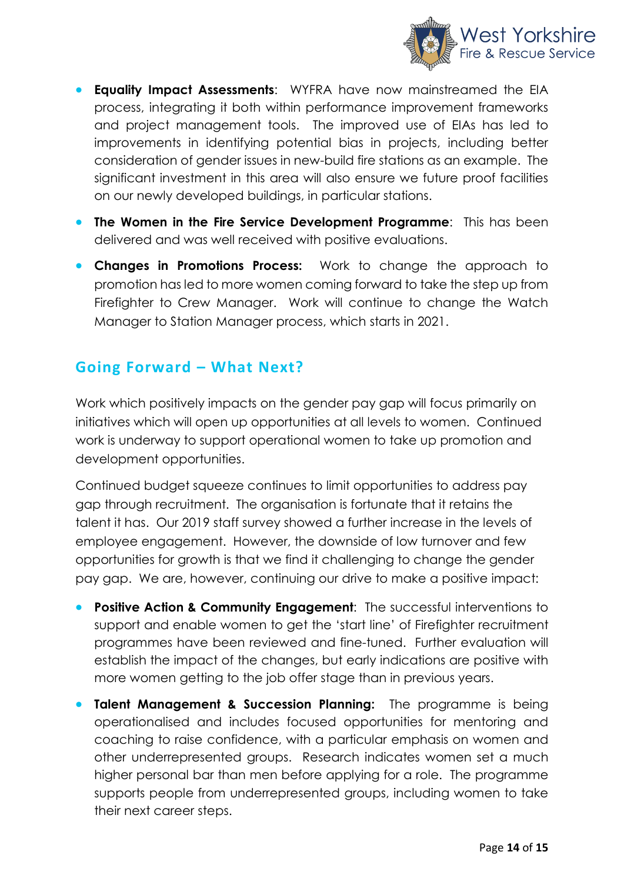- **Equality Impact Assessments**: WYFRA have now mainstreamed the EIA process, integrating it both within performance improvement frameworks and project management tools. The improved use of EIAs has led to improvements in identifying potential bias in projects, including better consideration of gender issues in new-build fire stations as an example. The significant investment in this area will also ensure we future proof facilities on our newly developed buildings, in particular stations.
- **The Women in the Fire Service Development Programme**: This has been delivered and was well received with positive evaluations.
- **Changes in Promotions Process:** Work to change the approach to promotion has led to more women coming forward to take the step up from Firefighter to Crew Manager. Work will continue to change the Watch Manager to Station Manager process, which starts in 2021.

## Going Forward – What Next?

Work which positively impacts on the gender pay gap will focus primarily on initiatives which will open up opportunities at all levels to women. Continued work is underway to support operational women to take up promotion and development opportunities.

Continued budget squeeze continues to limit opportunities to address pay gap through recruitment. The organisation is fortunate that it retains the talent it has. Our 2019 staff survey showed a further increase in the levels of employee engagement. However, the downside of low turnover and few opportunities for growth is that we find it challenging to change the gender pay gap. We are, however, continuing our drive to make a positive impact:

- **Positive Action & Community Engagement**: The successful interventions to support and enable women to get the 'start line' of Firefighter recruitment programmes have been reviewed and fine-tuned. Further evaluation will establish the impact of the changes, but early indications are positive with more women getting to the job offer stage than in previous years.
- **Talent Management & Succession Planning:** The programme is being operationalised and includes focused opportunities for mentoring and coaching to raise confidence, with a particular emphasis on women and other underrepresented groups. Research indicates women set a much higher personal bar than men before applying for a role. The programme supports people from underrepresented groups, including women to take their next career steps.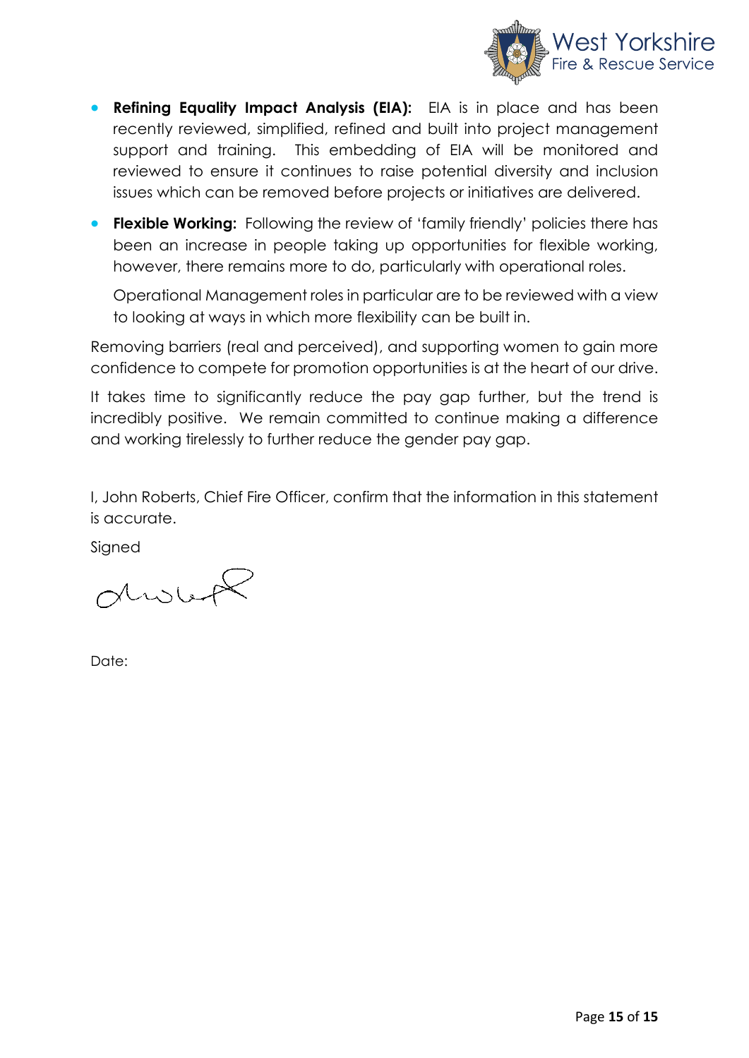- **Refining Equality Impact Analysis (EIA):** EIA is in place and has been recently reviewed, simplified, refined and built into project management support and training. This embedding of EIA will be monitored and reviewed to ensure it continues to raise potential diversity and inclusion issues which can be removed before projects or initiatives are delivered.

- **Flexible Working:** Following the review of 'family friendly' policies there has been an increase in people taking up opportunities for flexible working, however, there remains more to do, particularly with operational roles.

  Operational Management roles in particular are to be reviewed with a view to looking at ways in which more flexibility can be built in.

Removing barriers (real and perceived), and supporting women to gain more confidence to compete for promotion opportunities is at the heart of our drive.

It takes time to significantly reduce the pay gap further, but the trend is incredibly positive. We remain committed to continue making a difference and working tirelessly to further reduce the gender pay gap.

I, John Roberts, Chief Fire Officer, confirm that the information in this statement is accurate.

Signed

Date: